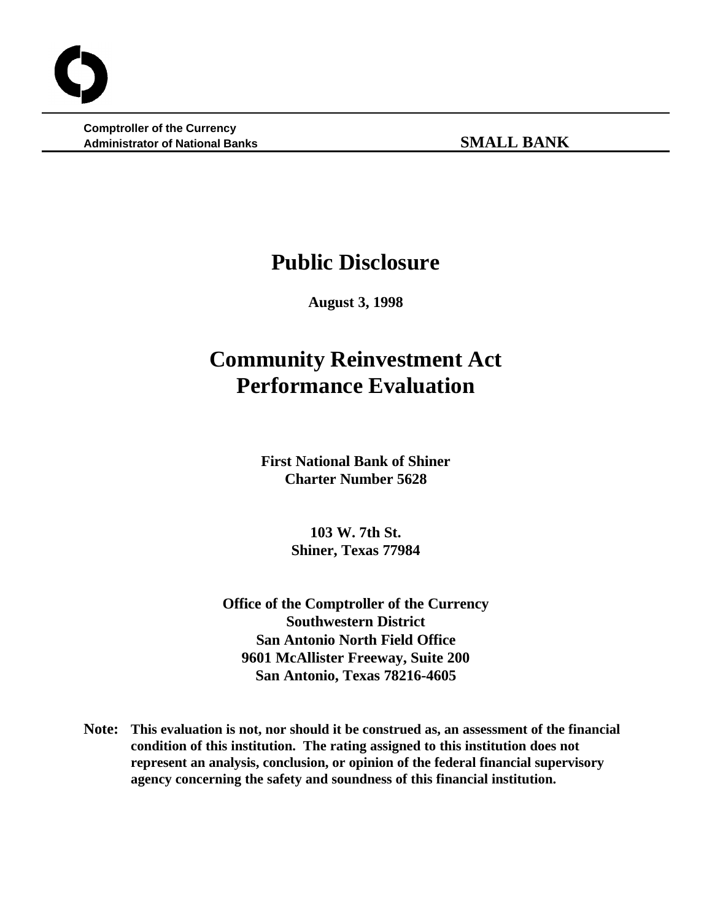**Comptroller of the Currency**
**Administrator of National Banks** **SMALL BANK**

# Public Disclosure

**August 3, 1998**

# Community Reinvestment Act Performance Evaluation

**First National Bank of Shiner**
**Charter Number 5628**

**103 W. 7th St.**
**Shiner, Texas 77984**

**Office of the Comptroller of the Currency**
**Southwestern District**
**San Antonio North Field Office**
**9601 McAllister Freeway, Suite 200**
**San Antonio, Texas 78216-4605**

**Note: This evaluation is not, nor should it be construed as, an assessment of the financial condition of this institution. The rating assigned to this institution does not represent an analysis, conclusion, or opinion of the federal financial supervisory agency concerning the safety and soundness of this financial institution.**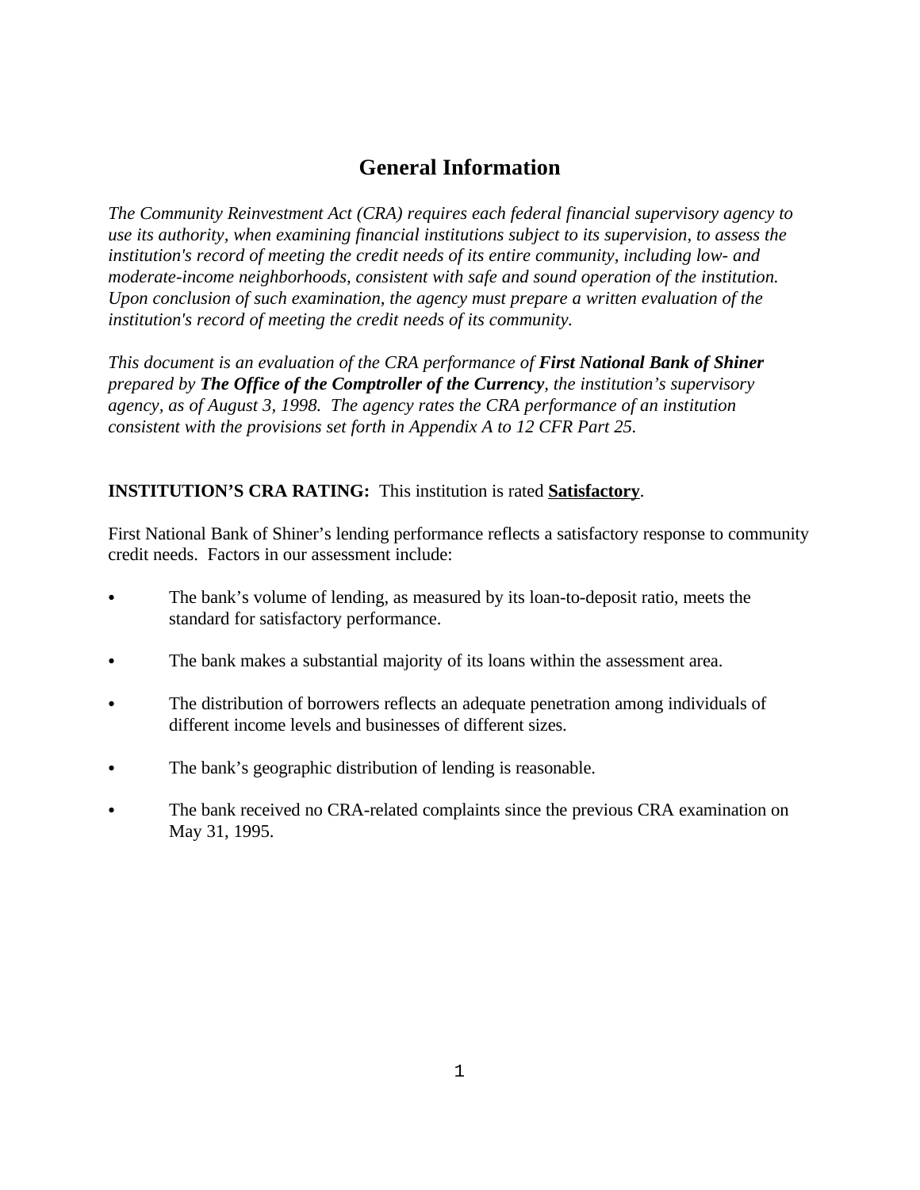# General Information

*The Community Reinvestment Act (CRA) requires each federal financial supervisory agency to use its authority, when examining financial institutions subject to its supervision, to assess the institution's record of meeting the credit needs of its entire community, including low- and moderate-income neighborhoods, consistent with safe and sound operation of the institution. Upon conclusion of such examination, the agency must prepare a written evaluation of the institution's record of meeting the credit needs of its community.*

*This document is an evaluation of the CRA performance of* ***First National Bank of Shiner*** *prepared by* ***The Office of the Comptroller of the Currency****, the institution's supervisory agency, as of August 3, 1998. The agency rates the CRA performance of an institution consistent with the provisions set forth in Appendix A to 12 CFR Part 25.*

**INSTITUTION'S CRA RATING:** This institution is rated **Satisfactory**.

First National Bank of Shiner's lending performance reflects a satisfactory response to community credit needs. Factors in our assessment include:

- The bank's volume of lending, as measured by its loan-to-deposit ratio, meets the standard for satisfactory performance.
- The bank makes a substantial majority of its loans within the assessment area.
- The distribution of borrowers reflects an adequate penetration among individuals of different income levels and businesses of different sizes.
- The bank's geographic distribution of lending is reasonable.
- The bank received no CRA-related complaints since the previous CRA examination on May 31, 1995.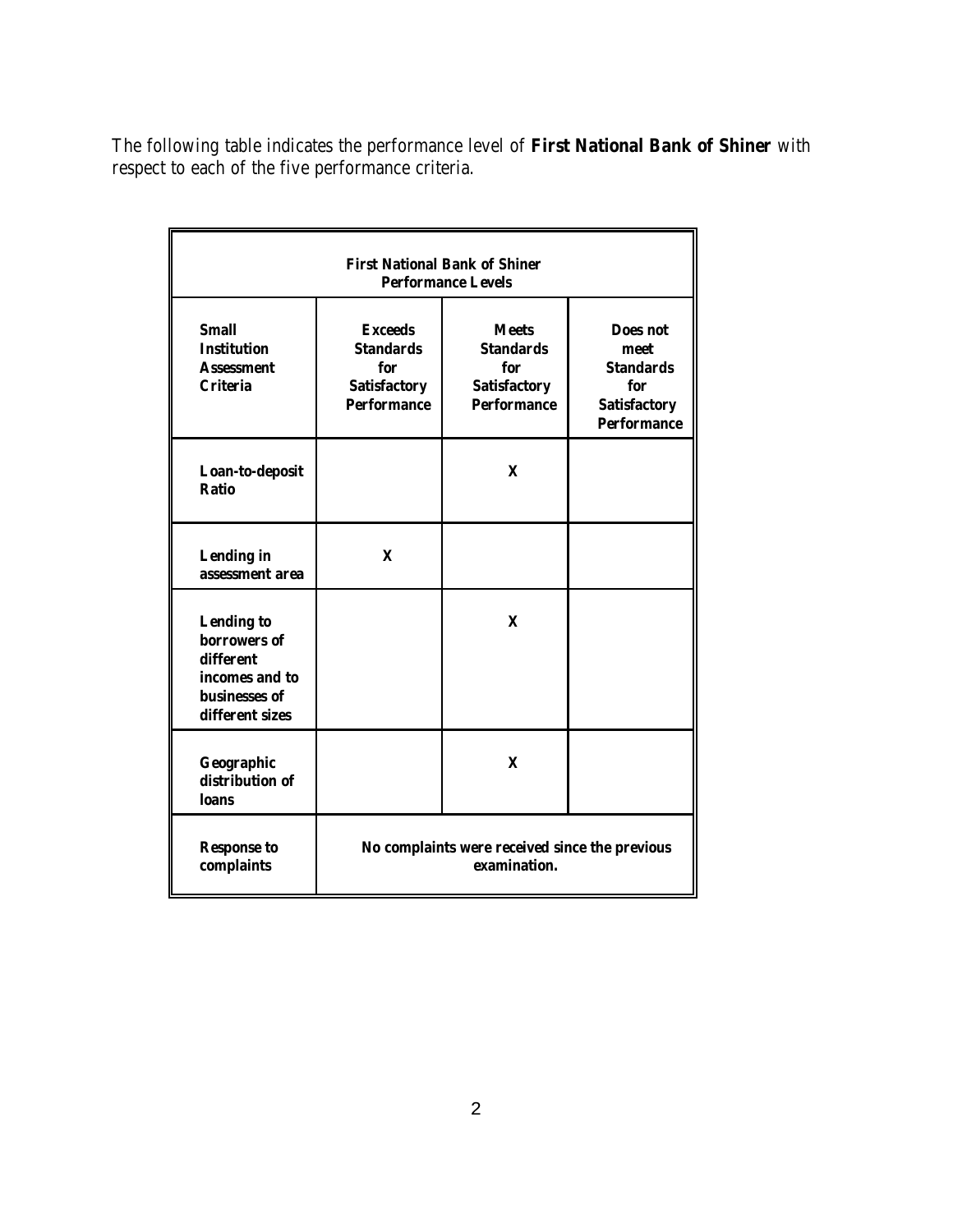The following table indicates the performance level of **First National Bank of Shiner** with respect to each of the five performance criteria.

| **First National Bank of Shiner Performance Levels** | | | |
|---|---|---|---|
| **Small Institution Assessment Criteria** | **Exceeds Standards for Satisfactory Performance** | **Meets Standards for Satisfactory Performance** | **Does not meet Standards for Satisfactory Performance** |
| **Loan-to-deposit Ratio** | | **X** | |
| **Lending in assessment area** | **X** | | |
| **Lending to borrowers of different incomes and to businesses of different sizes** | | **X** | |
| **Geographic distribution of loans** | | **X** | |
| **Response to complaints** | **No complaints were received since the previous examination.** | | |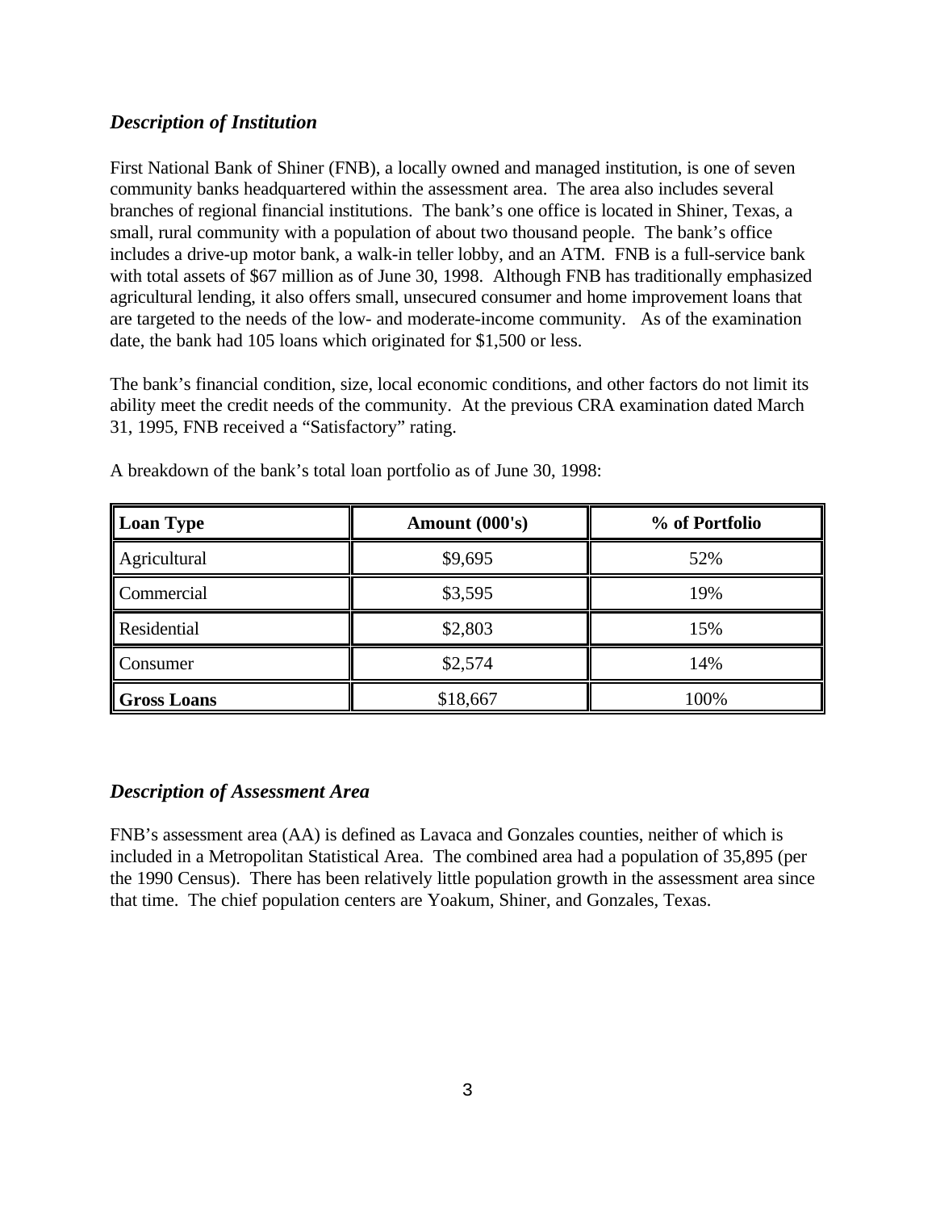### *Description of Institution*

First National Bank of Shiner (FNB), a locally owned and managed institution, is one of seven community banks headquartered within the assessment area. The area also includes several branches of regional financial institutions. The bank's one office is located in Shiner, Texas, a small, rural community with a population of about two thousand people. The bank's office includes a drive-up motor bank, a walk-in teller lobby, and an ATM. FNB is a full-service bank with total assets of $67 million as of June 30, 1998. Although FNB has traditionally emphasized agricultural lending, it also offers small, unsecured consumer and home improvement loans that are targeted to the needs of the low- and moderate-income community. As of the examination date, the bank had 105 loans which originated for $1,500 or less.

The bank's financial condition, size, local economic conditions, and other factors do not limit its ability meet the credit needs of the community. At the previous CRA examination dated March 31, 1995, FNB received a "Satisfactory" rating.

A breakdown of the bank's total loan portfolio as of June 30, 1998:

| **Loan Type** | **Amount (000's)** | **% of Portfolio** |
|---|---|---|
| Agricultural | $9,695 | 52% |
| Commercial | $3,595 | 19% |
| Residential | $2,803 | 15% |
| Consumer | $2,574 | 14% |
| **Gross Loans** | $18,667 | 100% |

### *Description of Assessment Area*

FNB's assessment area (AA) is defined as Lavaca and Gonzales counties, neither of which is included in a Metropolitan Statistical Area. The combined area had a population of 35,895 (per the 1990 Census). There has been relatively little population growth in the assessment area since that time. The chief population centers are Yoakum, Shiner, and Gonzales, Texas.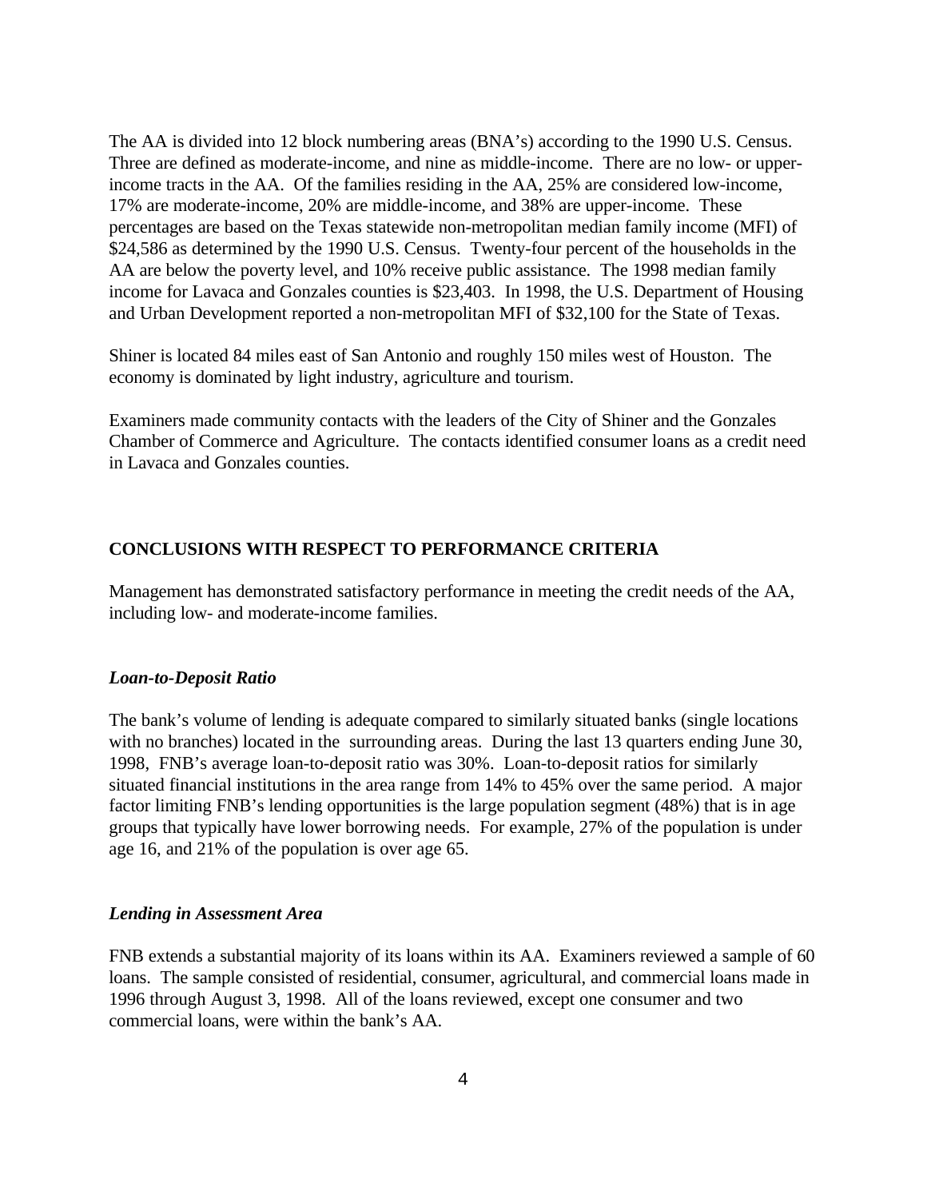The AA is divided into 12 block numbering areas (BNA's) according to the 1990 U.S. Census. Three are defined as moderate-income, and nine as middle-income. There are no low- or upper-income tracts in the AA. Of the families residing in the AA, 25% are considered low-income, 17% are moderate-income, 20% are middle-income, and 38% are upper-income. These percentages are based on the Texas statewide non-metropolitan median family income (MFI) of $24,586 as determined by the 1990 U.S. Census. Twenty-four percent of the households in the AA are below the poverty level, and 10% receive public assistance. The 1998 median family income for Lavaca and Gonzales counties is $23,403. In 1998, the U.S. Department of Housing and Urban Development reported a non-metropolitan MFI of $32,100 for the State of Texas.

Shiner is located 84 miles east of San Antonio and roughly 150 miles west of Houston. The economy is dominated by light industry, agriculture and tourism.

Examiners made community contacts with the leaders of the City of Shiner and the Gonzales Chamber of Commerce and Agriculture. The contacts identified consumer loans as a credit need in Lavaca and Gonzales counties.

## CONCLUSIONS WITH RESPECT TO PERFORMANCE CRITERIA

Management has demonstrated satisfactory performance in meeting the credit needs of the AA, including low- and moderate-income families.

### *Loan-to-Deposit Ratio*

The bank's volume of lending is adequate compared to similarly situated banks (single locations with no branches) located in the surrounding areas. During the last 13 quarters ending June 30, 1998, FNB's average loan-to-deposit ratio was 30%. Loan-to-deposit ratios for similarly situated financial institutions in the area range from 14% to 45% over the same period. A major factor limiting FNB's lending opportunities is the large population segment (48%) that is in age groups that typically have lower borrowing needs. For example, 27% of the population is under age 16, and 21% of the population is over age 65.

### *Lending in Assessment Area*

FNB extends a substantial majority of its loans within its AA. Examiners reviewed a sample of 60 loans. The sample consisted of residential, consumer, agricultural, and commercial loans made in 1996 through August 3, 1998. All of the loans reviewed, except one consumer and two commercial loans, were within the bank's AA.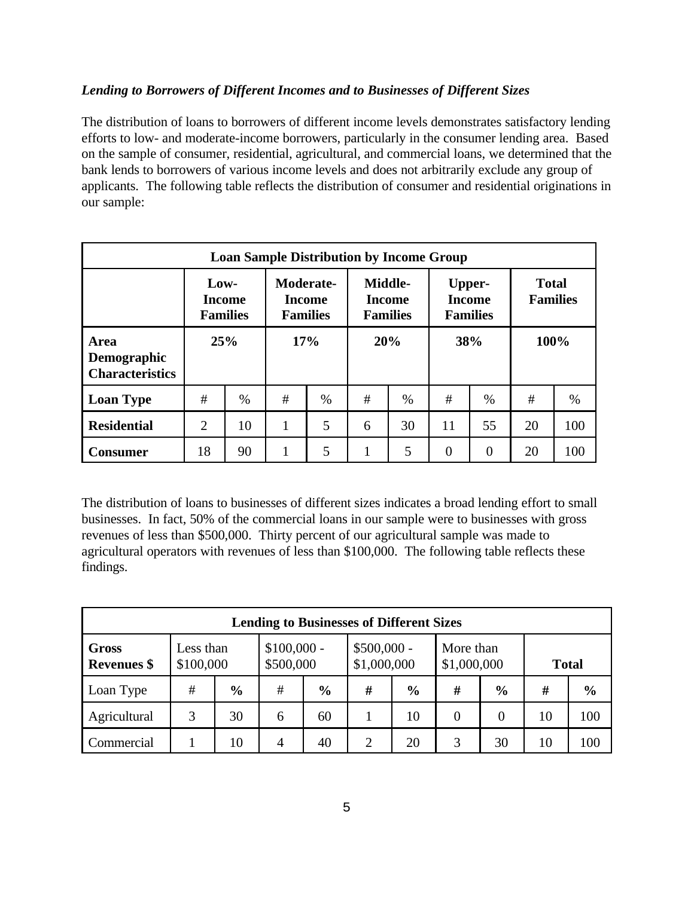### *Lending to Borrowers of Different Incomes and to Businesses of Different Sizes*

The distribution of loans to borrowers of different income levels demonstrates satisfactory lending efforts to low- and moderate-income borrowers, particularly in the consumer lending area. Based on the sample of consumer, residential, agricultural, and commercial loans, we determined that the bank lends to borrowers of various income levels and does not arbitrarily exclude any group of applicants. The following table reflects the distribution of consumer and residential originations in our sample:

| Loan Sample Distribution by Income Group | | | | | | | | | | |
|---|---|---|---|---|---|---|---|---|---|---|
| | **Low-Income Families** | | **Moderate-Income Families** | | **Middle-Income Families** | | **Upper-Income Families** | | **Total Families** | |
| **Area Demographic Characteristics** | **25%** | | **17%** | | **20%** | | **38%** | | **100%** | |
| **Loan Type** | # | % | # | % | # | % | # | % | # | % |
| **Residential** | 2 | 10 | 1 | 5 | 6 | 30 | 11 | 55 | 20 | 100 |
| **Consumer** | 18 | 90 | 1 | 5 | 1 | 5 | 0 | 0 | 20 | 100 |

The distribution of loans to businesses of different sizes indicates a broad lending effort to small businesses. In fact, 50% of the commercial loans in our sample were to businesses with gross revenues of less than $500,000. Thirty percent of our agricultural sample was made to agricultural operators with revenues of less than $100,000. The following table reflects these findings.

| Lending to Businesses of Different Sizes | | | | | | | | | | |
|---|---|---|---|---|---|---|---|---|---|---|
| **Gross Revenues $** | Less than $100,000 | | $100,000 - $500,000 | | $500,000 - $1,000,000 | | More than $1,000,000 | | **Total** | |
| Loan Type | # | **%** | # | **%** | **#** | **%** | **#** | **%** | **#** | **%** |
| Agricultural | 3 | 30 | 6 | 60 | 1 | 10 | 0 | 0 | 10 | 100 |
| Commercial | 1 | 10 | 4 | 40 | 2 | 20 | 3 | 30 | 10 | 100 |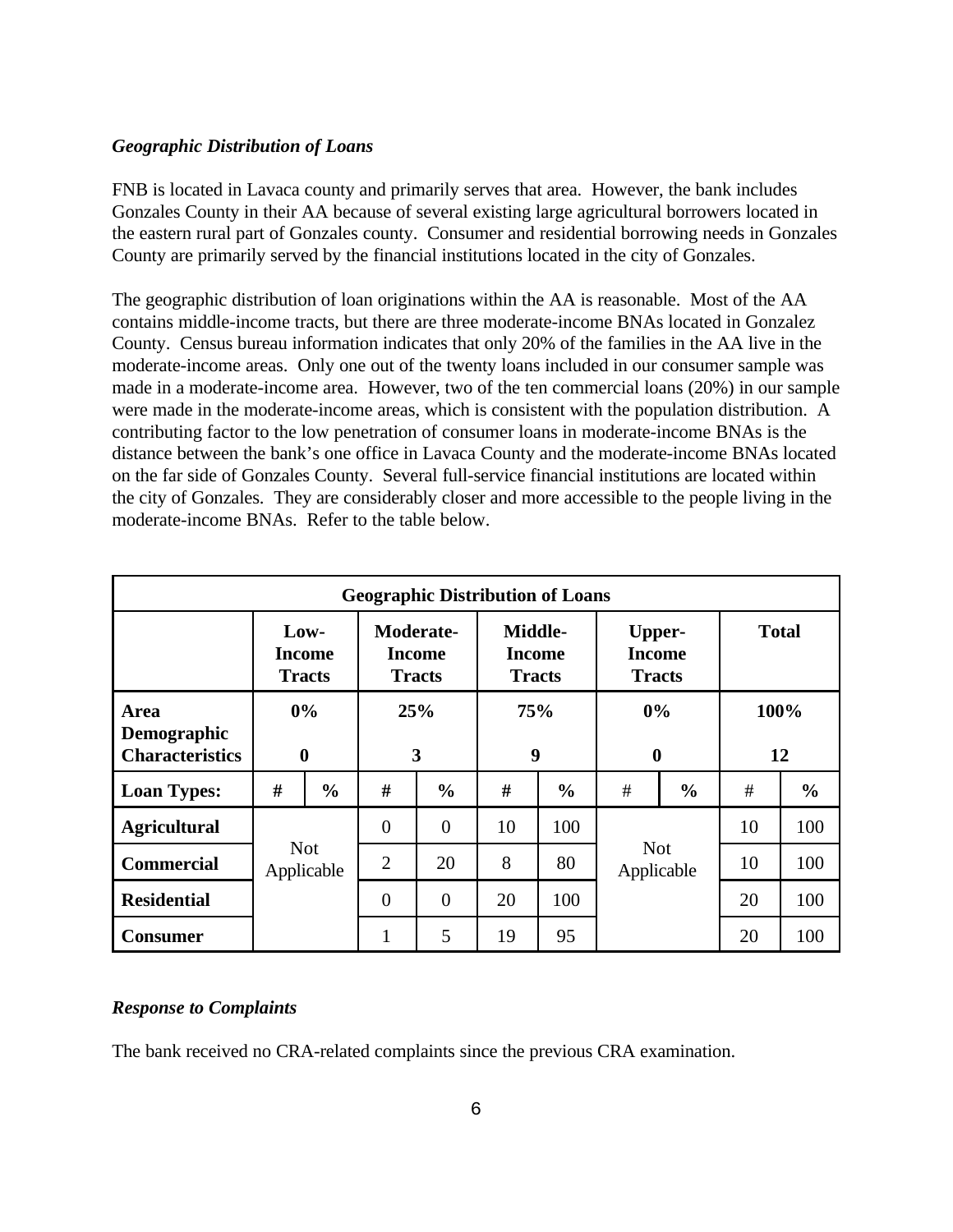### *Geographic Distribution of Loans*

FNB is located in Lavaca county and primarily serves that area. However, the bank includes Gonzales County in their AA because of several existing large agricultural borrowers located in the eastern rural part of Gonzales county. Consumer and residential borrowing needs in Gonzales County are primarily served by the financial institutions located in the city of Gonzales.

The geographic distribution of loan originations within the AA is reasonable. Most of the AA contains middle-income tracts, but there are three moderate-income BNAs located in Gonzalez County. Census bureau information indicates that only 20% of the families in the AA live in the moderate-income areas. Only one out of the twenty loans included in our consumer sample was made in a moderate-income area. However, two of the ten commercial loans (20%) in our sample were made in the moderate-income areas, which is consistent with the population distribution. A contributing factor to the low penetration of consumer loans in moderate-income BNAs is the distance between the bank's one office in Lavaca County and the moderate-income BNAs located on the far side of Gonzales County. Several full-service financial institutions are located within the city of Gonzales. They are considerably closer and more accessible to the people living in the moderate-income BNAs. Refer to the table below.

| **Geographic Distribution of Loans** | | | | | | | | | | |
|---|---|---|---|---|---|---|---|---|---|---|
| | **Low-Income Tracts** | | **Moderate-Income Tracts** | | **Middle-Income Tracts** | | **Upper-Income Tracts** | | **Total** | |
| **Area Demographic Characteristics** | **0%** **0** | | **25%** **3** | | **75%** **9** | | **0%** **0** | | **100%** **12** | |
| **Loan Types:** | **#** | **%** | **#** | **%** | **#** | **%** | # | **%** | # | **%** |
| **Agricultural** | Not Applicable | | 0 | 0 | 10 | 100 | Not Applicable | | 10 | 100 |
| **Commercial** | | | 2 | 20 | 8 | 80 | | | 10 | 100 |
| **Residential** | | | 0 | 0 | 20 | 100 | | | 20 | 100 |
| **Consumer** | | | 1 | 5 | 19 | 95 | | | 20 | 100 |

### *Response to Complaints*

The bank received no CRA-related complaints since the previous CRA examination.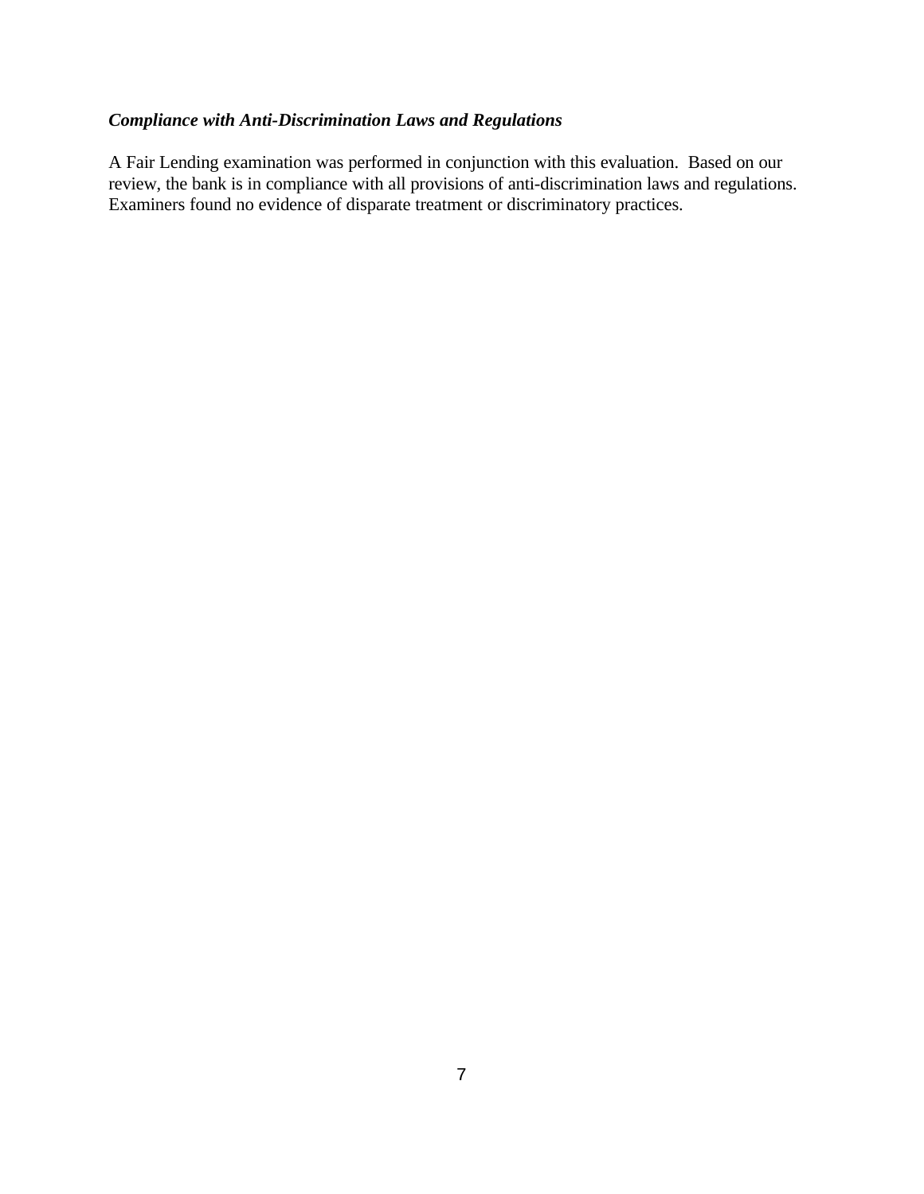***Compliance with Anti-Discrimination Laws and Regulations***

A Fair Lending examination was performed in conjunction with this evaluation. Based on our review, the bank is in compliance with all provisions of anti-discrimination laws and regulations. Examiners found no evidence of disparate treatment or discriminatory practices.